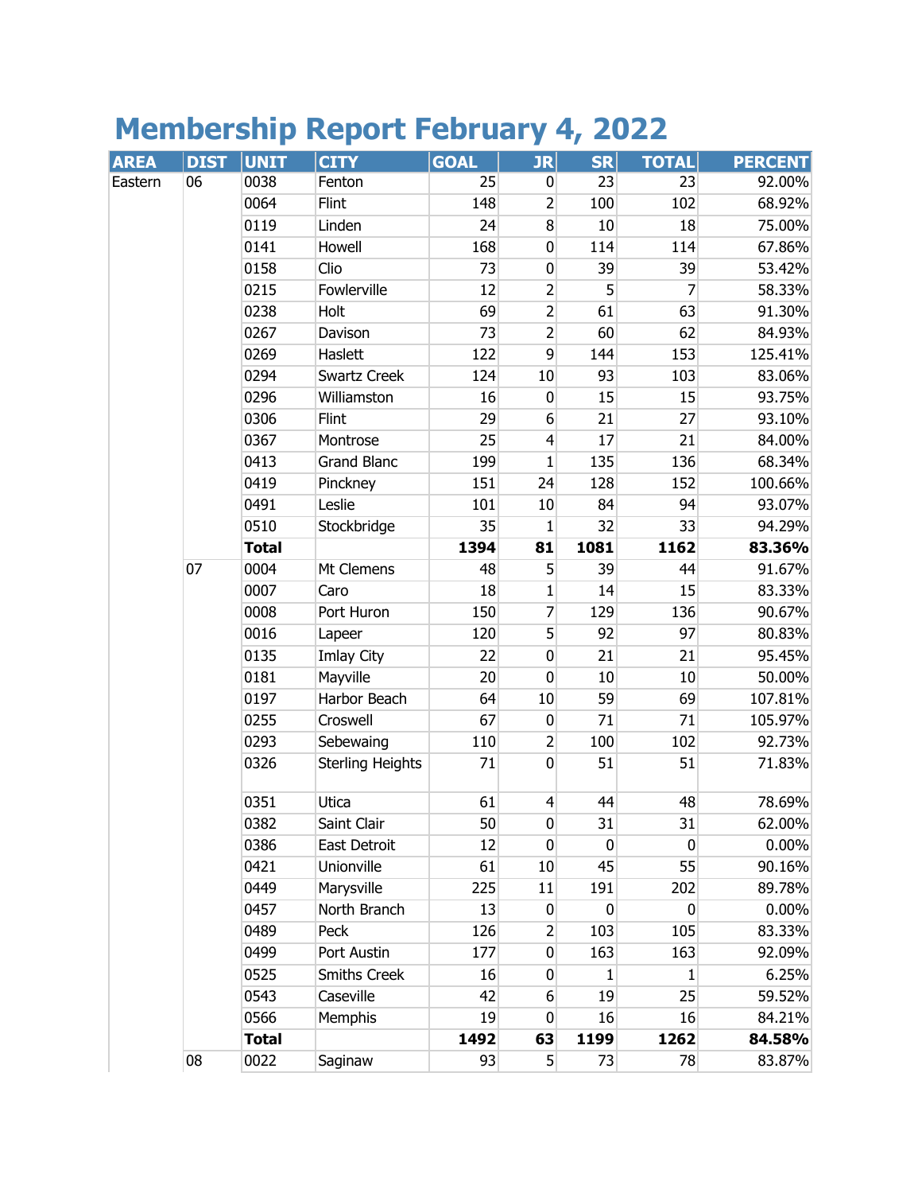# Membership Report February 4, 2022

| AREA | DIST | UNIT | CITY | GOAL | JR | SR | TOTAL | PERCENT |
|---|---|---|---|---|---|---|---|---|
| Eastern | 06 | 0038 | Fenton | 25 | 0 | 23 | 23 | 92.00% |
| | | 0064 | Flint | 148 | 2 | 100 | 102 | 68.92% |
| | | 0119 | Linden | 24 | 8 | 10 | 18 | 75.00% |
| | | 0141 | Howell | 168 | 0 | 114 | 114 | 67.86% |
| | | 0158 | Clio | 73 | 0 | 39 | 39 | 53.42% |
| | | 0215 | Fowlerville | 12 | 2 | 5 | 7 | 58.33% |
| | | 0238 | Holt | 69 | 2 | 61 | 63 | 91.30% |
| | | 0267 | Davison | 73 | 2 | 60 | 62 | 84.93% |
| | | 0269 | Haslett | 122 | 9 | 144 | 153 | 125.41% |
| | | 0294 | Swartz Creek | 124 | 10 | 93 | 103 | 83.06% |
| | | 0296 | Williamston | 16 | 0 | 15 | 15 | 93.75% |
| | | 0306 | Flint | 29 | 6 | 21 | 27 | 93.10% |
| | | 0367 | Montrose | 25 | 4 | 17 | 21 | 84.00% |
| | | 0413 | Grand Blanc | 199 | 1 | 135 | 136 | 68.34% |
| | | 0419 | Pinckney | 151 | 24 | 128 | 152 | 100.66% |
| | | 0491 | Leslie | 101 | 10 | 84 | 94 | 93.07% |
| | | 0510 | Stockbridge | 35 | 1 | 32 | 33 | 94.29% |
| | | **Total** | | **1394** | **81** | **1081** | **1162** | **83.36%** |
| | 07 | 0004 | Mt Clemens | 48 | 5 | 39 | 44 | 91.67% |
| | | 0007 | Caro | 18 | 1 | 14 | 15 | 83.33% |
| | | 0008 | Port Huron | 150 | 7 | 129 | 136 | 90.67% |
| | | 0016 | Lapeer | 120 | 5 | 92 | 97 | 80.83% |
| | | 0135 | Imlay City | 22 | 0 | 21 | 21 | 95.45% |
| | | 0181 | Mayville | 20 | 0 | 10 | 10 | 50.00% |
| | | 0197 | Harbor Beach | 64 | 10 | 59 | 69 | 107.81% |
| | | 0255 | Croswell | 67 | 0 | 71 | 71 | 105.97% |
| | | 0293 | Sebewaing | 110 | 2 | 100 | 102 | 92.73% |
| | | 0326 | Sterling Heights | 71 | 0 | 51 | 51 | 71.83% |
| | | 0351 | Utica | 61 | 4 | 44 | 48 | 78.69% |
| | | 0382 | Saint Clair | 50 | 0 | 31 | 31 | 62.00% |
| | | 0386 | East Detroit | 12 | 0 | 0 | 0 | 0.00% |
| | | 0421 | Unionville | 61 | 10 | 45 | 55 | 90.16% |
| | | 0449 | Marysville | 225 | 11 | 191 | 202 | 89.78% |
| | | 0457 | North Branch | 13 | 0 | 0 | 0 | 0.00% |
| | | 0489 | Peck | 126 | 2 | 103 | 105 | 83.33% |
| | | 0499 | Port Austin | 177 | 0 | 163 | 163 | 92.09% |
| | | 0525 | Smiths Creek | 16 | 0 | 1 | 1 | 6.25% |
| | | 0543 | Caseville | 42 | 6 | 19 | 25 | 59.52% |
| | | 0566 | Memphis | 19 | 0 | 16 | 16 | 84.21% |
| | | **Total** | | **1492** | **63** | **1199** | **1262** | **84.58%** |
| | 08 | 0022 | Saginaw | 93 | 5 | 73 | 78 | 83.87% |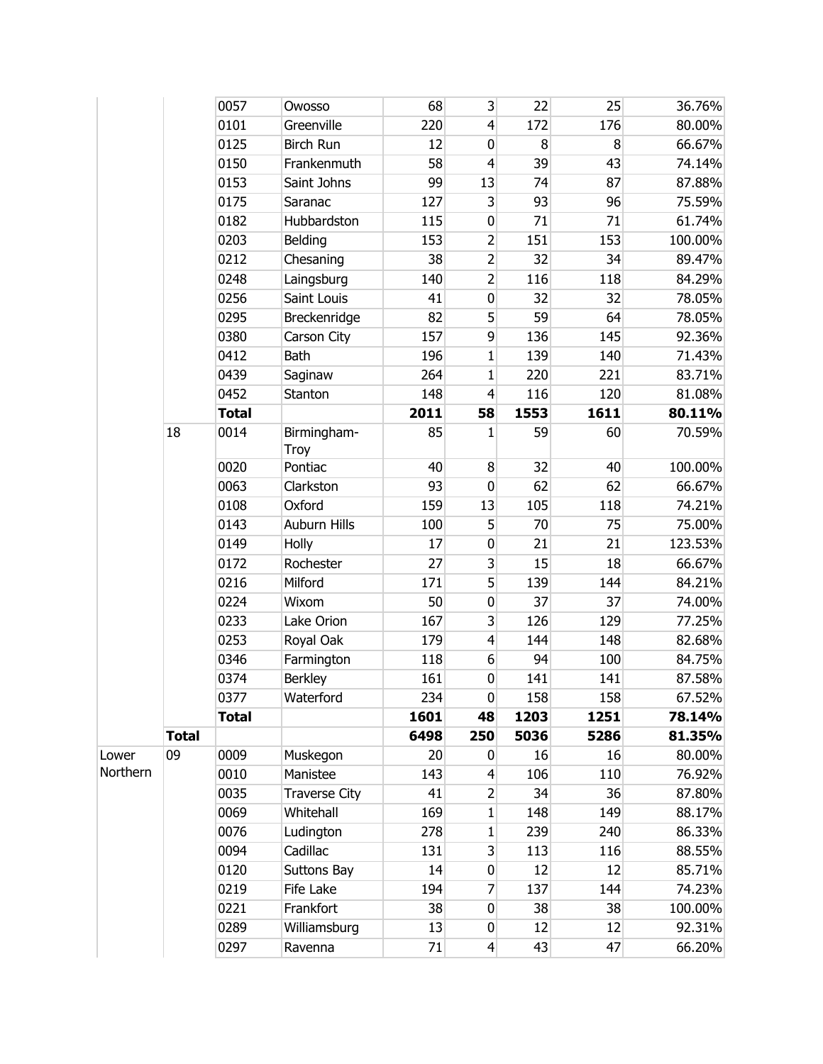| | | | | | | | | |
|---|---|---|---|---|---|---|---|---|
| | | 0057 | Owosso | 68 | 3 | 22 | 25 | 36.76% |
| | | 0101 | Greenville | 220 | 4 | 172 | 176 | 80.00% |
| | | 0125 | Birch Run | 12 | 0 | 8 | 8 | 66.67% |
| | | 0150 | Frankenmuth | 58 | 4 | 39 | 43 | 74.14% |
| | | 0153 | Saint Johns | 99 | 13 | 74 | 87 | 87.88% |
| | | 0175 | Saranac | 127 | 3 | 93 | 96 | 75.59% |
| | | 0182 | Hubbardston | 115 | 0 | 71 | 71 | 61.74% |
| | | 0203 | Belding | 153 | 2 | 151 | 153 | 100.00% |
| | | 0212 | Chesaning | 38 | 2 | 32 | 34 | 89.47% |
| | | 0248 | Laingsburg | 140 | 2 | 116 | 118 | 84.29% |
| | | 0256 | Saint Louis | 41 | 0 | 32 | 32 | 78.05% |
| | | 0295 | Breckenridge | 82 | 5 | 59 | 64 | 78.05% |
| | | 0380 | Carson City | 157 | 9 | 136 | 145 | 92.36% |
| | | 0412 | Bath | 196 | 1 | 139 | 140 | 71.43% |
| | | 0439 | Saginaw | 264 | 1 | 220 | 221 | 83.71% |
| | | 0452 | Stanton | 148 | 4 | 116 | 120 | 81.08% |
| | | **Total** | | **2011** | **58** | **1553** | **1611** | **80.11%** |
| | 18 | 0014 | Birmingham-Troy | 85 | 1 | 59 | 60 | 70.59% |
| | | 0020 | Pontiac | 40 | 8 | 32 | 40 | 100.00% |
| | | 0063 | Clarkston | 93 | 0 | 62 | 62 | 66.67% |
| | | 0108 | Oxford | 159 | 13 | 105 | 118 | 74.21% |
| | | 0143 | Auburn Hills | 100 | 5 | 70 | 75 | 75.00% |
| | | 0149 | Holly | 17 | 0 | 21 | 21 | 123.53% |
| | | 0172 | Rochester | 27 | 3 | 15 | 18 | 66.67% |
| | | 0216 | Milford | 171 | 5 | 139 | 144 | 84.21% |
| | | 0224 | Wixom | 50 | 0 | 37 | 37 | 74.00% |
| | | 0233 | Lake Orion | 167 | 3 | 126 | 129 | 77.25% |
| | | 0253 | Royal Oak | 179 | 4 | 144 | 148 | 82.68% |
| | | 0346 | Farmington | 118 | 6 | 94 | 100 | 84.75% |
| | | 0374 | Berkley | 161 | 0 | 141 | 141 | 87.58% |
| | | 0377 | Waterford | 234 | 0 | 158 | 158 | 67.52% |
| | | **Total** | | **1601** | **48** | **1203** | **1251** | **78.14%** |
| | **Total** | | | **6498** | **250** | **5036** | **5286** | **81.35%** |
| Lower Northern | 09 | 0009 | Muskegon | 20 | 0 | 16 | 16 | 80.00% |
| | | 0010 | Manistee | 143 | 4 | 106 | 110 | 76.92% |
| | | 0035 | Traverse City | 41 | 2 | 34 | 36 | 87.80% |
| | | 0069 | Whitehall | 169 | 1 | 148 | 149 | 88.17% |
| | | 0076 | Ludington | 278 | 1 | 239 | 240 | 86.33% |
| | | 0094 | Cadillac | 131 | 3 | 113 | 116 | 88.55% |
| | | 0120 | Suttons Bay | 14 | 0 | 12 | 12 | 85.71% |
| | | 0219 | Fife Lake | 194 | 7 | 137 | 144 | 74.23% |
| | | 0221 | Frankfort | 38 | 0 | 38 | 38 | 100.00% |
| | | 0289 | Williamsburg | 13 | 0 | 12 | 12 | 92.31% |
| | | 0297 | Ravenna | 71 | 4 | 43 | 47 | 66.20% |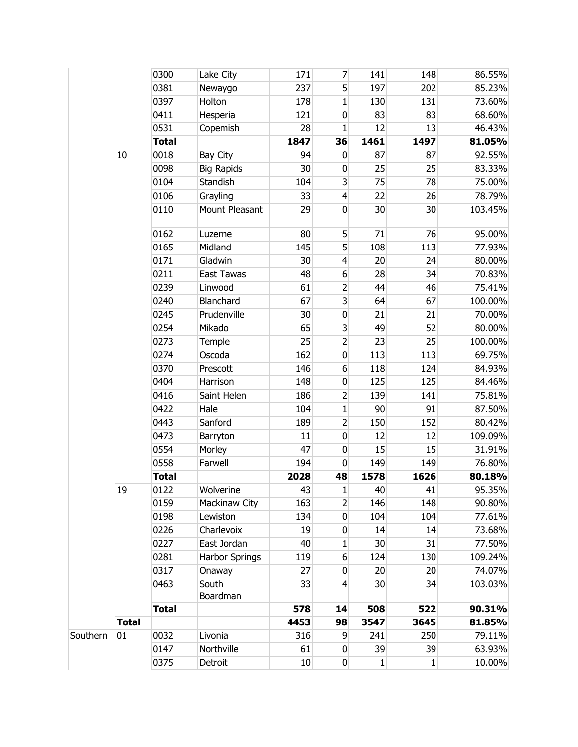| | | | | | | | | |
|---|---|---|---|---|---|---|---|---|
| | | 0300 | Lake City | 171 | 7 | 141 | 148 | 86.55% |
| | | 0381 | Newaygo | 237 | 5 | 197 | 202 | 85.23% |
| | | 0397 | Holton | 178 | 1 | 130 | 131 | 73.60% |
| | | 0411 | Hesperia | 121 | 0 | 83 | 83 | 68.60% |
| | | 0531 | Copemish | 28 | 1 | 12 | 13 | 46.43% |
| | | **Total** | | **1847** | **36** | **1461** | **1497** | **81.05%** |
| | 10 | 0018 | Bay City | 94 | 0 | 87 | 87 | 92.55% |
| | | 0098 | Big Rapids | 30 | 0 | 25 | 25 | 83.33% |
| | | 0104 | Standish | 104 | 3 | 75 | 78 | 75.00% |
| | | 0106 | Grayling | 33 | 4 | 22 | 26 | 78.79% |
| | | 0110 | Mount Pleasant | 29 | 0 | 30 | 30 | 103.45% |
| | | 0162 | Luzerne | 80 | 5 | 71 | 76 | 95.00% |
| | | 0165 | Midland | 145 | 5 | 108 | 113 | 77.93% |
| | | 0171 | Gladwin | 30 | 4 | 20 | 24 | 80.00% |
| | | 0211 | East Tawas | 48 | 6 | 28 | 34 | 70.83% |
| | | 0239 | Linwood | 61 | 2 | 44 | 46 | 75.41% |
| | | 0240 | Blanchard | 67 | 3 | 64 | 67 | 100.00% |
| | | 0245 | Prudenville | 30 | 0 | 21 | 21 | 70.00% |
| | | 0254 | Mikado | 65 | 3 | 49 | 52 | 80.00% |
| | | 0273 | Temple | 25 | 2 | 23 | 25 | 100.00% |
| | | 0274 | Oscoda | 162 | 0 | 113 | 113 | 69.75% |
| | | 0370 | Prescott | 146 | 6 | 118 | 124 | 84.93% |
| | | 0404 | Harrison | 148 | 0 | 125 | 125 | 84.46% |
| | | 0416 | Saint Helen | 186 | 2 | 139 | 141 | 75.81% |
| | | 0422 | Hale | 104 | 1 | 90 | 91 | 87.50% |
| | | 0443 | Sanford | 189 | 2 | 150 | 152 | 80.42% |
| | | 0473 | Barryton | 11 | 0 | 12 | 12 | 109.09% |
| | | 0554 | Morley | 47 | 0 | 15 | 15 | 31.91% |
| | | 0558 | Farwell | 194 | 0 | 149 | 149 | 76.80% |
| | | **Total** | | **2028** | **48** | **1578** | **1626** | **80.18%** |
| | 19 | 0122 | Wolverine | 43 | 1 | 40 | 41 | 95.35% |
| | | 0159 | Mackinaw City | 163 | 2 | 146 | 148 | 90.80% |
| | | 0198 | Lewiston | 134 | 0 | 104 | 104 | 77.61% |
| | | 0226 | Charlevoix | 19 | 0 | 14 | 14 | 73.68% |
| | | 0227 | East Jordan | 40 | 1 | 30 | 31 | 77.50% |
| | | 0281 | Harbor Springs | 119 | 6 | 124 | 130 | 109.24% |
| | | 0317 | Onaway | 27 | 0 | 20 | 20 | 74.07% |
| | | 0463 | South Boardman | 33 | 4 | 30 | 34 | 103.03% |
| | | **Total** | | **578** | **14** | **508** | **522** | **90.31%** |
| | **Total** | | | **4453** | **98** | **3547** | **3645** | **81.85%** |
| Southern | 01 | 0032 | Livonia | 316 | 9 | 241 | 250 | 79.11% |
| | | 0147 | Northville | 61 | 0 | 39 | 39 | 63.93% |
| | | 0375 | Detroit | 10 | 0 | 1 | 1 | 10.00% |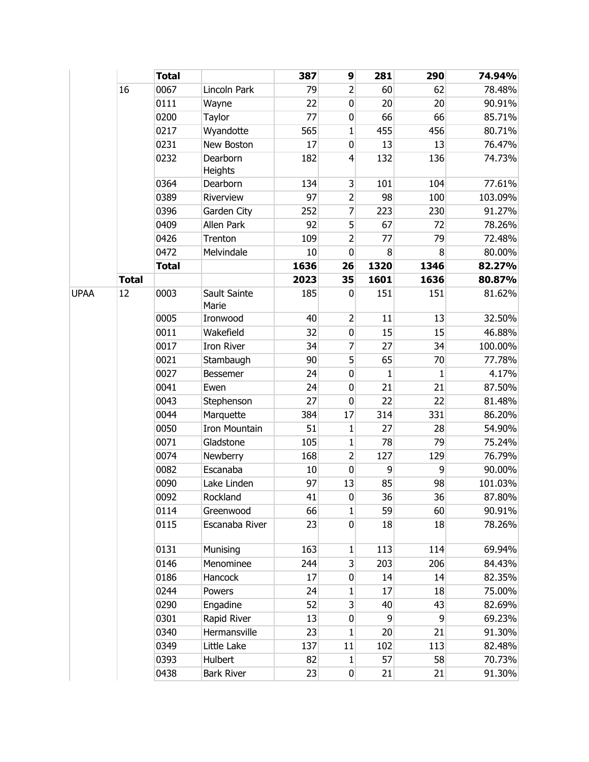| | | | | | | | | |
|---|---|---|---|---|---|---|---|---|
| | | **Total** | | **387** | **9** | **281** | **290** | **74.94%** |
| | 16 | 0067 | Lincoln Park | 79 | 2 | 60 | 62 | 78.48% |
| | | 0111 | Wayne | 22 | 0 | 20 | 20 | 90.91% |
| | | 0200 | Taylor | 77 | 0 | 66 | 66 | 85.71% |
| | | 0217 | Wyandotte | 565 | 1 | 455 | 456 | 80.71% |
| | | 0231 | New Boston | 17 | 0 | 13 | 13 | 76.47% |
| | | 0232 | Dearborn Heights | 182 | 4 | 132 | 136 | 74.73% |
| | | 0364 | Dearborn | 134 | 3 | 101 | 104 | 77.61% |
| | | 0389 | Riverview | 97 | 2 | 98 | 100 | 103.09% |
| | | 0396 | Garden City | 252 | 7 | 223 | 230 | 91.27% |
| | | 0409 | Allen Park | 92 | 5 | 67 | 72 | 78.26% |
| | | 0426 | Trenton | 109 | 2 | 77 | 79 | 72.48% |
| | | 0472 | Melvindale | 10 | 0 | 8 | 8 | 80.00% |
| | | **Total** | | **1636** | **26** | **1320** | **1346** | **82.27%** |
| | **Total** | | | **2023** | **35** | **1601** | **1636** | **80.87%** |
| UPAA | 12 | 0003 | Sault Sainte Marie | 185 | 0 | 151 | 151 | 81.62% |
| | | 0005 | Ironwood | 40 | 2 | 11 | 13 | 32.50% |
| | | 0011 | Wakefield | 32 | 0 | 15 | 15 | 46.88% |
| | | 0017 | Iron River | 34 | 7 | 27 | 34 | 100.00% |
| | | 0021 | Stambaugh | 90 | 5 | 65 | 70 | 77.78% |
| | | 0027 | Bessemer | 24 | 0 | 1 | 1 | 4.17% |
| | | 0041 | Ewen | 24 | 0 | 21 | 21 | 87.50% |
| | | 0043 | Stephenson | 27 | 0 | 22 | 22 | 81.48% |
| | | 0044 | Marquette | 384 | 17 | 314 | 331 | 86.20% |
| | | 0050 | Iron Mountain | 51 | 1 | 27 | 28 | 54.90% |
| | | 0071 | Gladstone | 105 | 1 | 78 | 79 | 75.24% |
| | | 0074 | Newberry | 168 | 2 | 127 | 129 | 76.79% |
| | | 0082 | Escanaba | 10 | 0 | 9 | 9 | 90.00% |
| | | 0090 | Lake Linden | 97 | 13 | 85 | 98 | 101.03% |
| | | 0092 | Rockland | 41 | 0 | 36 | 36 | 87.80% |
| | | 0114 | Greenwood | 66 | 1 | 59 | 60 | 90.91% |
| | | 0115 | Escanaba River | 23 | 0 | 18 | 18 | 78.26% |
| | | 0131 | Munising | 163 | 1 | 113 | 114 | 69.94% |
| | | 0146 | Menominee | 244 | 3 | 203 | 206 | 84.43% |
| | | 0186 | Hancock | 17 | 0 | 14 | 14 | 82.35% |
| | | 0244 | Powers | 24 | 1 | 17 | 18 | 75.00% |
| | | 0290 | Engadine | 52 | 3 | 40 | 43 | 82.69% |
| | | 0301 | Rapid River | 13 | 0 | 9 | 9 | 69.23% |
| | | 0340 | Hermansville | 23 | 1 | 20 | 21 | 91.30% |
| | | 0349 | Little Lake | 137 | 11 | 102 | 113 | 82.48% |
| | | 0393 | Hulbert | 82 | 1 | 57 | 58 | 70.73% |
| | | 0438 | Bark River | 23 | 0 | 21 | 21 | 91.30% |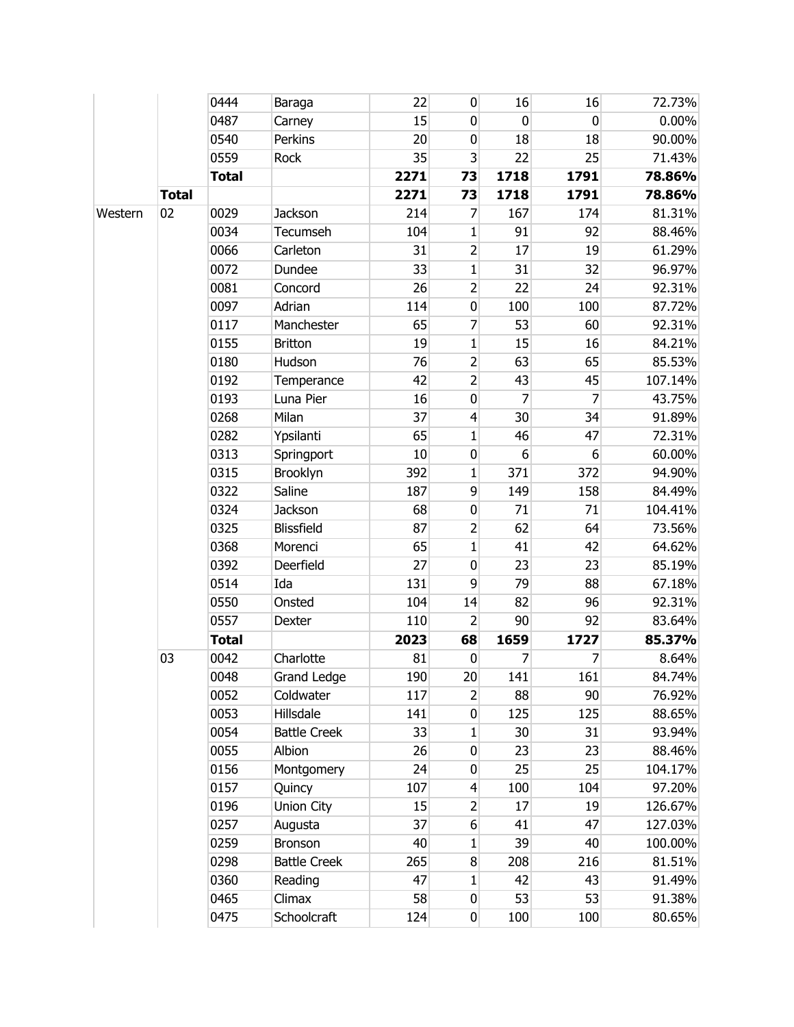| | | | | | | | | |
|---|---|---|---|---|---|---|---|---|
| | | 0444 | Baraga | 22 | 0 | 16 | 16 | 72.73% |
| | | 0487 | Carney | 15 | 0 | 0 | 0 | 0.00% |
| | | 0540 | Perkins | 20 | 0 | 18 | 18 | 90.00% |
| | | 0559 | Rock | 35 | 3 | 22 | 25 | 71.43% |
| | | **Total** | | **2271** | **73** | **1718** | **1791** | **78.86%** |
| | **Total** | | | **2271** | **73** | **1718** | **1791** | **78.86%** |
| Western | 02 | 0029 | Jackson | 214 | 7 | 167 | 174 | 81.31% |
| | | 0034 | Tecumseh | 104 | 1 | 91 | 92 | 88.46% |
| | | 0066 | Carleton | 31 | 2 | 17 | 19 | 61.29% |
| | | 0072 | Dundee | 33 | 1 | 31 | 32 | 96.97% |
| | | 0081 | Concord | 26 | 2 | 22 | 24 | 92.31% |
| | | 0097 | Adrian | 114 | 0 | 100 | 100 | 87.72% |
| | | 0117 | Manchester | 65 | 7 | 53 | 60 | 92.31% |
| | | 0155 | Britton | 19 | 1 | 15 | 16 | 84.21% |
| | | 0180 | Hudson | 76 | 2 | 63 | 65 | 85.53% |
| | | 0192 | Temperance | 42 | 2 | 43 | 45 | 107.14% |
| | | 0193 | Luna Pier | 16 | 0 | 7 | 7 | 43.75% |
| | | 0268 | Milan | 37 | 4 | 30 | 34 | 91.89% |
| | | 0282 | Ypsilanti | 65 | 1 | 46 | 47 | 72.31% |
| | | 0313 | Springport | 10 | 0 | 6 | 6 | 60.00% |
| | | 0315 | Brooklyn | 392 | 1 | 371 | 372 | 94.90% |
| | | 0322 | Saline | 187 | 9 | 149 | 158 | 84.49% |
| | | 0324 | Jackson | 68 | 0 | 71 | 71 | 104.41% |
| | | 0325 | Blissfield | 87 | 2 | 62 | 64 | 73.56% |
| | | 0368 | Morenci | 65 | 1 | 41 | 42 | 64.62% |
| | | 0392 | Deerfield | 27 | 0 | 23 | 23 | 85.19% |
| | | 0514 | Ida | 131 | 9 | 79 | 88 | 67.18% |
| | | 0550 | Onsted | 104 | 14 | 82 | 96 | 92.31% |
| | | 0557 | Dexter | 110 | 2 | 90 | 92 | 83.64% |
| | | **Total** | | **2023** | **68** | **1659** | **1727** | **85.37%** |
| | 03 | 0042 | Charlotte | 81 | 0 | 7 | 7 | 8.64% |
| | | 0048 | Grand Ledge | 190 | 20 | 141 | 161 | 84.74% |
| | | 0052 | Coldwater | 117 | 2 | 88 | 90 | 76.92% |
| | | 0053 | Hillsdale | 141 | 0 | 125 | 125 | 88.65% |
| | | 0054 | Battle Creek | 33 | 1 | 30 | 31 | 93.94% |
| | | 0055 | Albion | 26 | 0 | 23 | 23 | 88.46% |
| | | 0156 | Montgomery | 24 | 0 | 25 | 25 | 104.17% |
| | | 0157 | Quincy | 107 | 4 | 100 | 104 | 97.20% |
| | | 0196 | Union City | 15 | 2 | 17 | 19 | 126.67% |
| | | 0257 | Augusta | 37 | 6 | 41 | 47 | 127.03% |
| | | 0259 | Bronson | 40 | 1 | 39 | 40 | 100.00% |
| | | 0298 | Battle Creek | 265 | 8 | 208 | 216 | 81.51% |
| | | 0360 | Reading | 47 | 1 | 42 | 43 | 91.49% |
| | | 0465 | Climax | 58 | 0 | 53 | 53 | 91.38% |
| | | 0475 | Schoolcraft | 124 | 0 | 100 | 100 | 80.65% |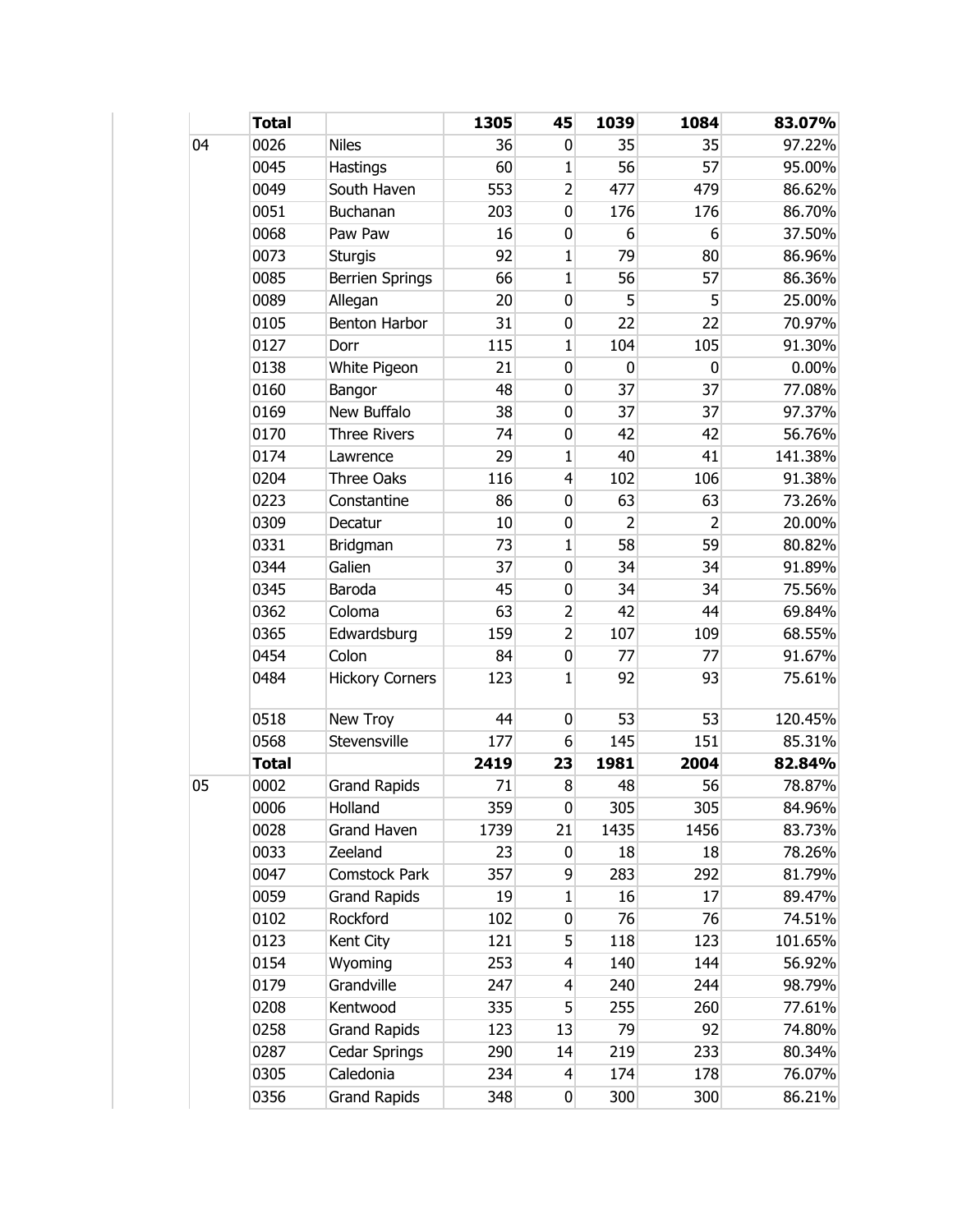| | | | | | | | |
|---|---|---|---|---|---|---|---|
| | **Total** | | **1305** | **45** | **1039** | **1084** | **83.07%** |
| 04 | 0026 | Niles | 36 | 0 | 35 | 35 | 97.22% |
| | 0045 | Hastings | 60 | 1 | 56 | 57 | 95.00% |
| | 0049 | South Haven | 553 | 2 | 477 | 479 | 86.62% |
| | 0051 | Buchanan | 203 | 0 | 176 | 176 | 86.70% |
| | 0068 | Paw Paw | 16 | 0 | 6 | 6 | 37.50% |
| | 0073 | Sturgis | 92 | 1 | 79 | 80 | 86.96% |
| | 0085 | Berrien Springs | 66 | 1 | 56 | 57 | 86.36% |
| | 0089 | Allegan | 20 | 0 | 5 | 5 | 25.00% |
| | 0105 | Benton Harbor | 31 | 0 | 22 | 22 | 70.97% |
| | 0127 | Dorr | 115 | 1 | 104 | 105 | 91.30% |
| | 0138 | White Pigeon | 21 | 0 | 0 | 0 | 0.00% |
| | 0160 | Bangor | 48 | 0 | 37 | 37 | 77.08% |
| | 0169 | New Buffalo | 38 | 0 | 37 | 37 | 97.37% |
| | 0170 | Three Rivers | 74 | 0 | 42 | 42 | 56.76% |
| | 0174 | Lawrence | 29 | 1 | 40 | 41 | 141.38% |
| | 0204 | Three Oaks | 116 | 4 | 102 | 106 | 91.38% |
| | 0223 | Constantine | 86 | 0 | 63 | 63 | 73.26% |
| | 0309 | Decatur | 10 | 0 | 2 | 2 | 20.00% |
| | 0331 | Bridgman | 73 | 1 | 58 | 59 | 80.82% |
| | 0344 | Galien | 37 | 0 | 34 | 34 | 91.89% |
| | 0345 | Baroda | 45 | 0 | 34 | 34 | 75.56% |
| | 0362 | Coloma | 63 | 2 | 42 | 44 | 69.84% |
| | 0365 | Edwardsburg | 159 | 2 | 107 | 109 | 68.55% |
| | 0454 | Colon | 84 | 0 | 77 | 77 | 91.67% |
| | 0484 | Hickory Corners | 123 | 1 | 92 | 93 | 75.61% |
| | 0518 | New Troy | 44 | 0 | 53 | 53 | 120.45% |
| | 0568 | Stevensville | 177 | 6 | 145 | 151 | 85.31% |
| | **Total** | | **2419** | **23** | **1981** | **2004** | **82.84%** |
| 05 | 0002 | Grand Rapids | 71 | 8 | 48 | 56 | 78.87% |
| | 0006 | Holland | 359 | 0 | 305 | 305 | 84.96% |
| | 0028 | Grand Haven | 1739 | 21 | 1435 | 1456 | 83.73% |
| | 0033 | Zeeland | 23 | 0 | 18 | 18 | 78.26% |
| | 0047 | Comstock Park | 357 | 9 | 283 | 292 | 81.79% |
| | 0059 | Grand Rapids | 19 | 1 | 16 | 17 | 89.47% |
| | 0102 | Rockford | 102 | 0 | 76 | 76 | 74.51% |
| | 0123 | Kent City | 121 | 5 | 118 | 123 | 101.65% |
| | 0154 | Wyoming | 253 | 4 | 140 | 144 | 56.92% |
| | 0179 | Grandville | 247 | 4 | 240 | 244 | 98.79% |
| | 0208 | Kentwood | 335 | 5 | 255 | 260 | 77.61% |
| | 0258 | Grand Rapids | 123 | 13 | 79 | 92 | 74.80% |
| | 0287 | Cedar Springs | 290 | 14 | 219 | 233 | 80.34% |
| | 0305 | Caledonia | 234 | 4 | 174 | 178 | 76.07% |
| | 0356 | Grand Rapids | 348 | 0 | 300 | 300 | 86.21% |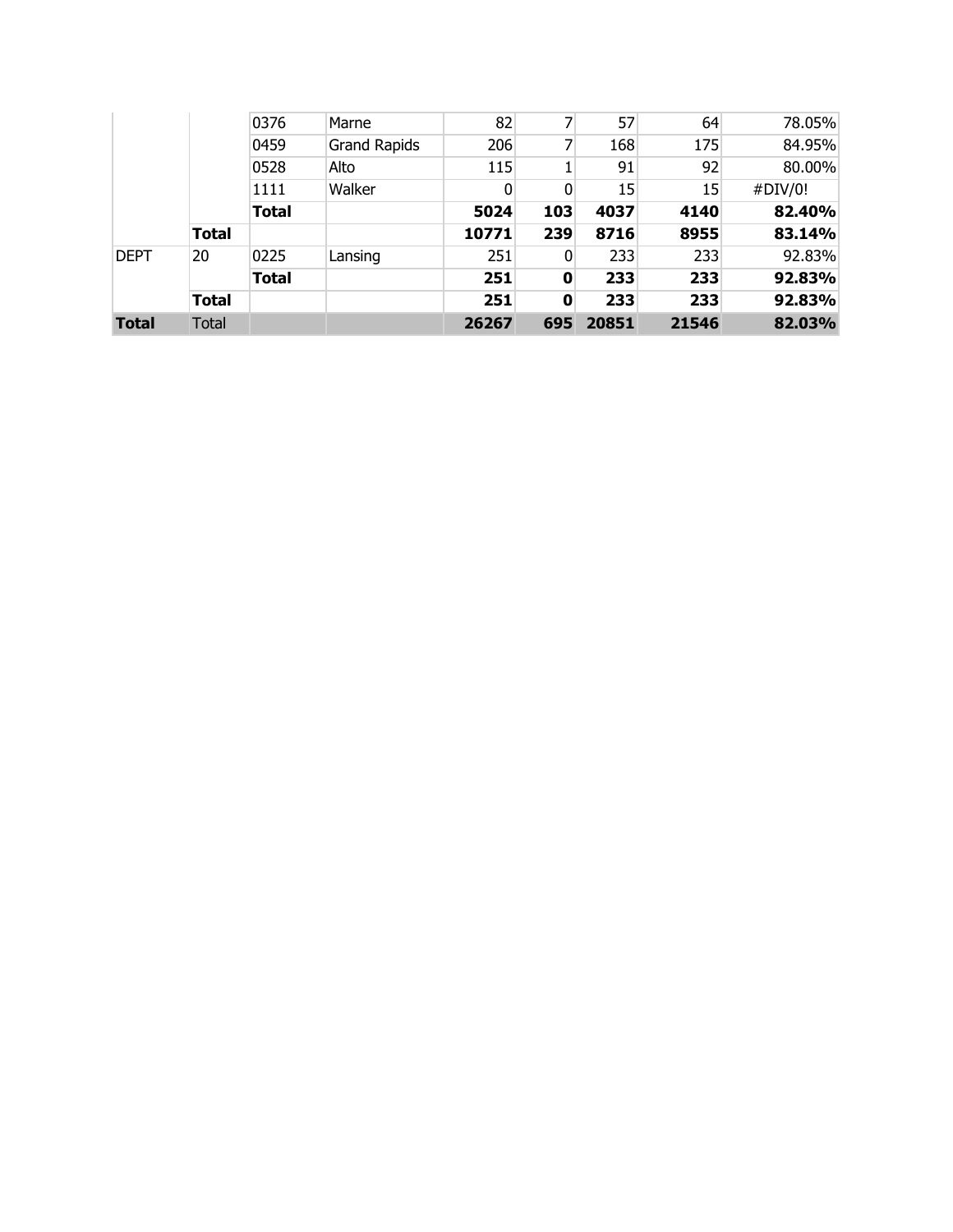| | | | | | | | | |
|---|---|---|---|---|---|---|---|---|
| | | 0376 | Marne | 82 | 7 | 57 | 64 | 78.05% |
| | | 0459 | Grand Rapids | 206 | 7 | 168 | 175 | 84.95% |
| | | 0528 | Alto | 115 | 1 | 91 | 92 | 80.00% |
| | | 1111 | Walker | 0 | 0 | 15 | 15 | #DIV/0! |
| | | **Total** | | **5024** | **103** | **4037** | **4140** | **82.40%** |
| | **Total** | | | **10771** | **239** | **8716** | **8955** | **83.14%** |
| DEPT | 20 | 0225 | Lansing | 251 | 0 | 233 | 233 | 92.83% |
| | | **Total** | | **251** | **0** | **233** | **233** | **92.83%** |
| | **Total** | | | **251** | **0** | **233** | **233** | **92.83%** |
| **Total** | Total | | | **26267** | **695** | **20851** | **21546** | **82.03%** |